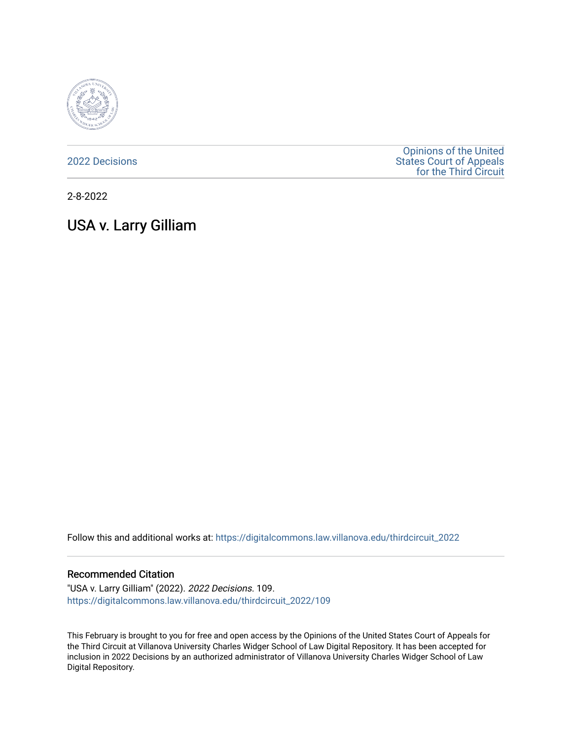2022 Decisions

Opinions of the United States Court of Appeals for the Third Circuit

2-8-2022

# USA v. Larry Gilliam

Follow this and additional works at: https://digitalcommons.law.villanova.edu/thirdcircuit_2022

## Recommended Citation

"USA v. Larry Gilliam" (2022). *2022 Decisions*. 109.
https://digitalcommons.law.villanova.edu/thirdcircuit_2022/109

This February is brought to you for free and open access by the Opinions of the United States Court of Appeals for the Third Circuit at Villanova University Charles Widger School of Law Digital Repository. It has been accepted for inclusion in 2022 Decisions by an authorized administrator of Villanova University Charles Widger School of Law Digital Repository.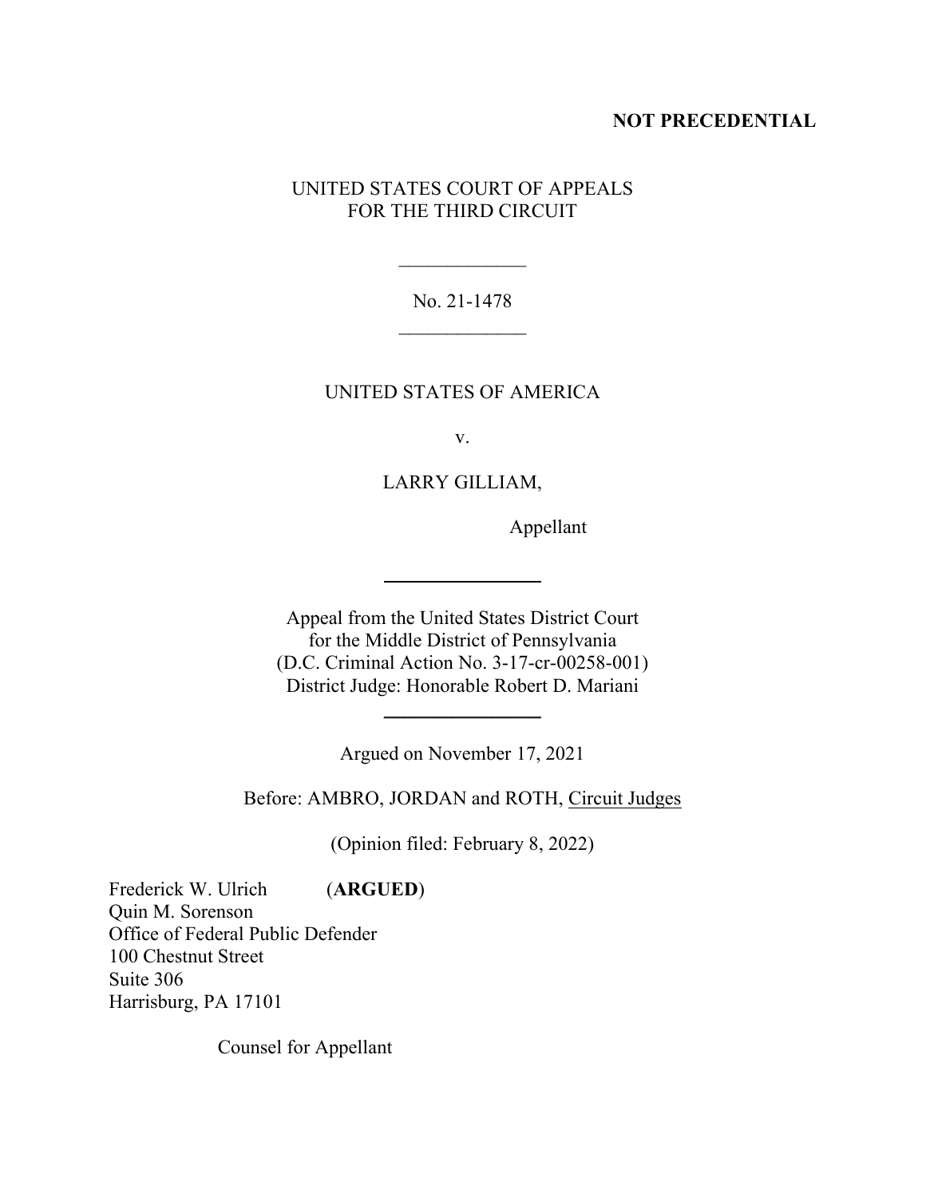**NOT PRECEDENTIAL**

UNITED STATES COURT OF APPEALS
FOR THE THIRD CIRCUIT

\_\_\_\_\_\_\_\_\_\_\_\_\_

No. 21-1478

\_\_\_\_\_\_\_\_\_\_\_\_\_

UNITED STATES OF AMERICA

v.

LARRY GILLIAM,

Appellant

---

Appeal from the United States District Court
for the Middle District of Pennsylvania
(D.C. Criminal Action No. 3-17-cr-00258-001)
District Judge: Honorable Robert D. Mariani

---

Argued on November 17, 2021

Before: AMBRO, JORDAN and ROTH, Circuit Judges

(Opinion filed: February 8, 2022)

Frederick W. Ulrich (**ARGUED**)
Quin M. Sorenson
Office of Federal Public Defender
100 Chestnut Street
Suite 306
Harrisburg, PA 17101

Counsel for Appellant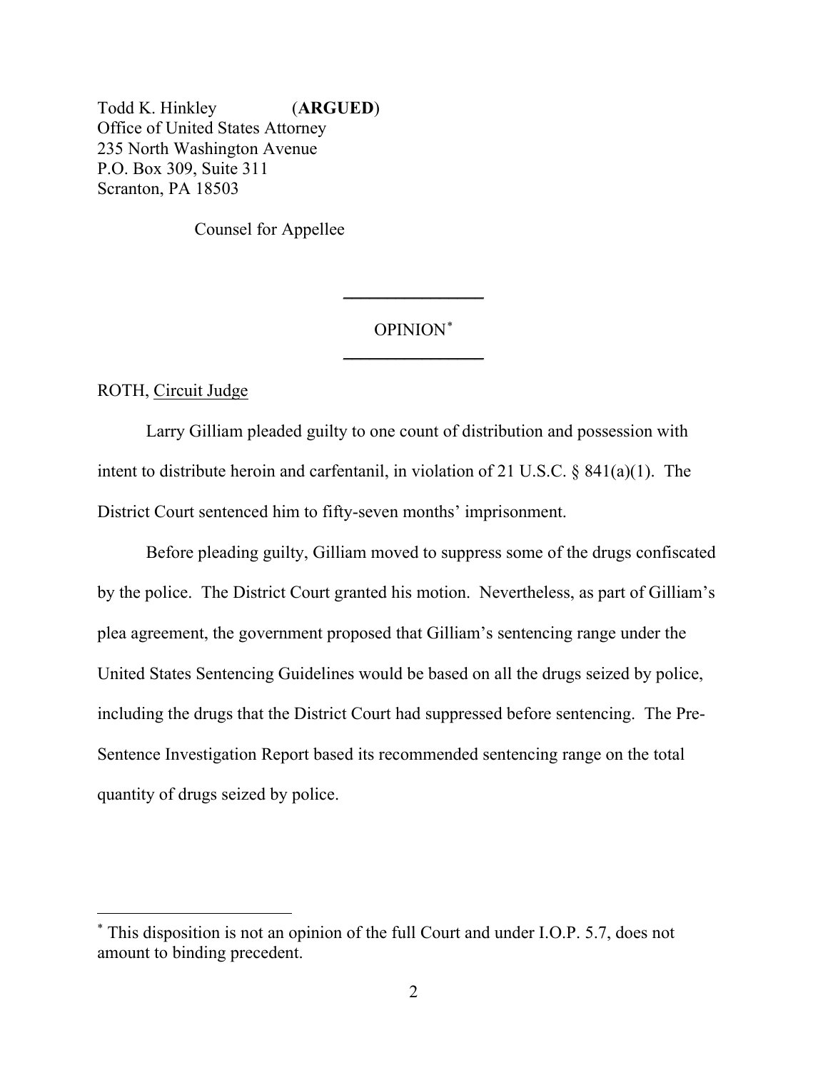Todd K. Hinkley (**ARGUED**)
Office of United States Attorney
235 North Washington Avenue
P.O. Box 309, Suite 311
Scranton, PA 18503

Counsel for Appellee

---

OPINION[*]

---

ROTH, Circuit Judge

Larry Gilliam pleaded guilty to one count of distribution and possession with intent to distribute heroin and carfentanil, in violation of 21 U.S.C. § 841(a)(1). The District Court sentenced him to fifty-seven months' imprisonment.

Before pleading guilty, Gilliam moved to suppress some of the drugs confiscated by the police. The District Court granted his motion. Nevertheless, as part of Gilliam's plea agreement, the government proposed that Gilliam's sentencing range under the United States Sentencing Guidelines would be based on all the drugs seized by police, including the drugs that the District Court had suppressed before sentencing. The Pre-Sentence Investigation Report based its recommended sentencing range on the total quantity of drugs seized by police.

[*] This disposition is not an opinion of the full Court and under I.O.P. 5.7, does not amount to binding precedent.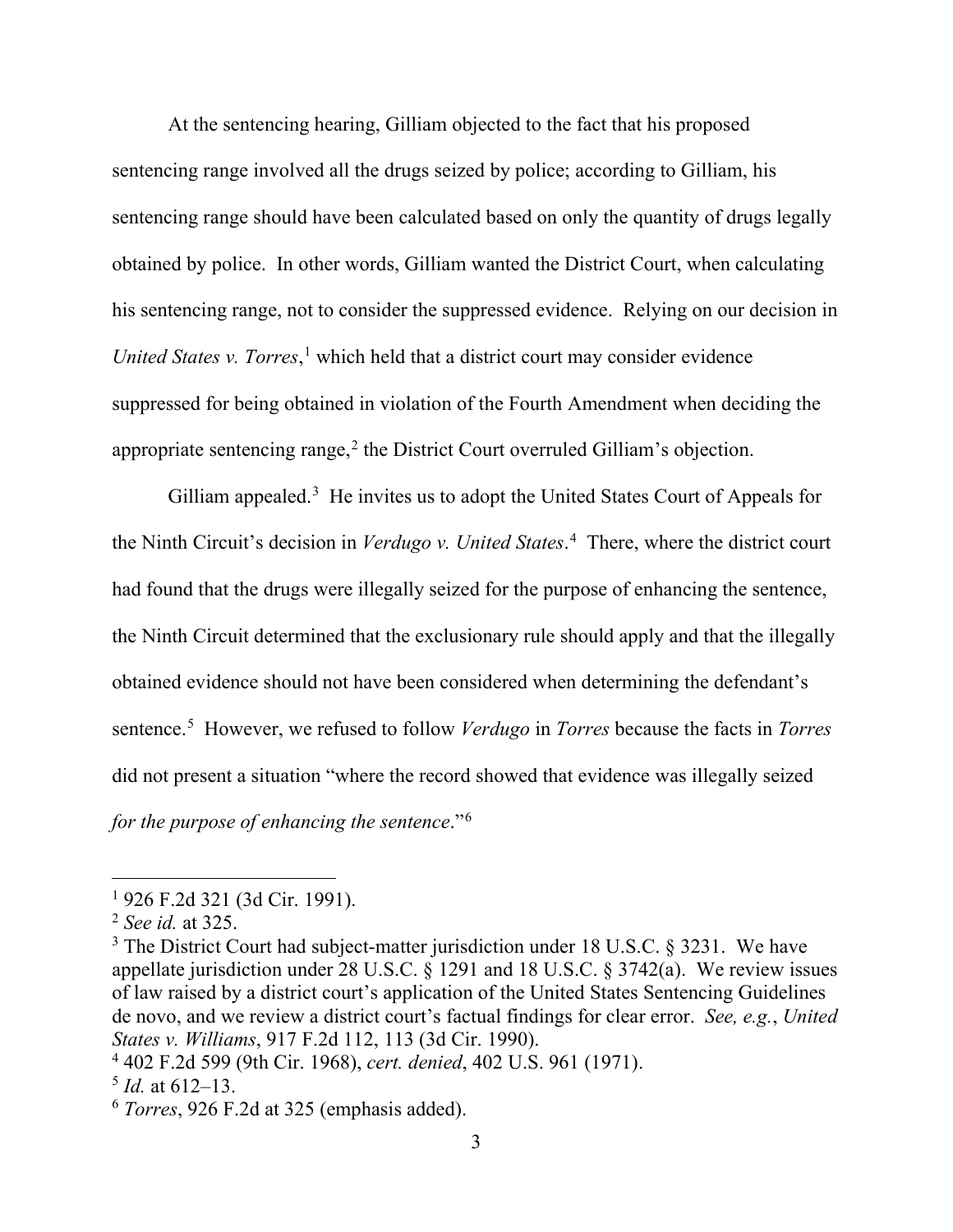At the sentencing hearing, Gilliam objected to the fact that his proposed sentencing range involved all the drugs seized by police; according to Gilliam, his sentencing range should have been calculated based on only the quantity of drugs legally obtained by police. In other words, Gilliam wanted the District Court, when calculating his sentencing range, not to consider the suppressed evidence. Relying on our decision in *United States v. Torres*,[1] which held that a district court may consider evidence suppressed for being obtained in violation of the Fourth Amendment when deciding the appropriate sentencing range,[2] the District Court overruled Gilliam's objection.

Gilliam appealed.[3] He invites us to adopt the United States Court of Appeals for the Ninth Circuit's decision in *Verdugo v. United States*.[4] There, where the district court had found that the drugs were illegally seized for the purpose of enhancing the sentence, the Ninth Circuit determined that the exclusionary rule should apply and that the illegally obtained evidence should not have been considered when determining the defendant's sentence.[5] However, we refused to follow *Verdugo* in *Torres* because the facts in *Torres* did not present a situation "where the record showed that evidence was illegally seized *for the purpose of enhancing the sentence*."[6]

---

[1] 926 F.2d 321 (3d Cir. 1991).

[2] *See id.* at 325.

[3] The District Court had subject-matter jurisdiction under 18 U.S.C. § 3231. We have appellate jurisdiction under 28 U.S.C. § 1291 and 18 U.S.C. § 3742(a). We review issues of law raised by a district court's application of the United States Sentencing Guidelines de novo, and we review a district court's factual findings for clear error. *See, e.g.*, *United States v. Williams*, 917 F.2d 112, 113 (3d Cir. 1990).

[4] 402 F.2d 599 (9th Cir. 1968), *cert. denied*, 402 U.S. 961 (1971).

[5] *Id.* at 612–13.

[6] *Torres*, 926 F.2d at 325 (emphasis added).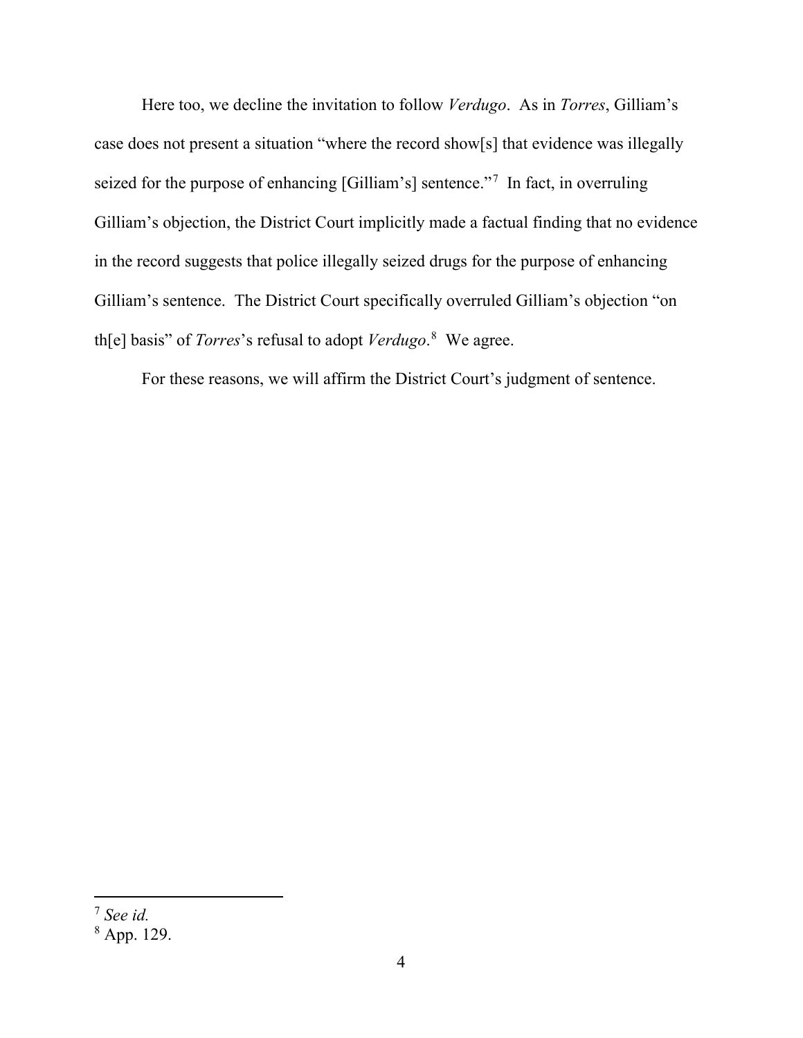Here too, we decline the invitation to follow *Verdugo*. As in *Torres*, Gilliam's case does not present a situation "where the record show[s] that evidence was illegally seized for the purpose of enhancing [Gilliam's] sentence."[7] In fact, in overruling Gilliam's objection, the District Court implicitly made a factual finding that no evidence in the record suggests that police illegally seized drugs for the purpose of enhancing Gilliam's sentence. The District Court specifically overruled Gilliam's objection "on th[e] basis" of *Torres*'s refusal to adopt *Verdugo*.[8] We agree.

For these reasons, we will affirm the District Court's judgment of sentence.

---

[7] *See id.*

[8] App. 129.